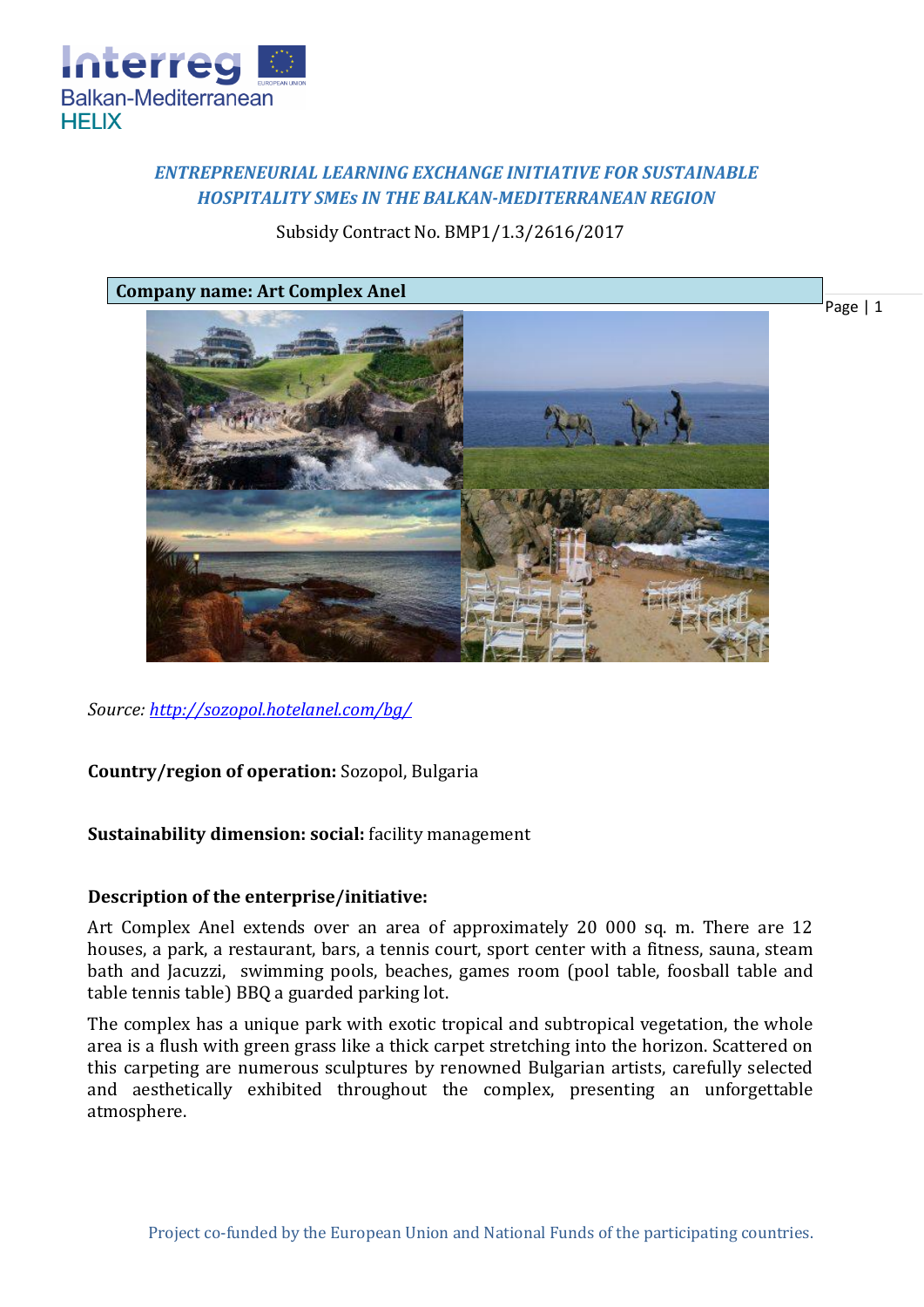***ENTREPRENEURIAL LEARNING EXCHANGE INITIATIVE FOR SUSTAINABLE HOSPITALITY SMEs IN THE BALKAN-MEDITERRANEAN REGION***

Subsidy Contract No. BMP1/1.3/2616/2017

**Company name: Art Complex Anel**

*Source: http://sozopol.hotelanel.com/bg/*

**Country/region of operation:** Sozopol, Bulgaria

**Sustainability dimension: social:** facility management

**Description of the enterprise/initiative:**

Art Complex Anel extends over an area of approximately 20 000 sq. m. There are 12 houses, a park, a restaurant, bars, a tennis court, sport center with a fitness, sauna, steam bath and Jacuzzi, swimming pools, beaches, games room (pool table, foosball table and table tennis table) BBQ a guarded parking lot.

The complex has a unique park with exotic tropical and subtropical vegetation, the whole area is a flush with green grass like a thick carpet stretching into the horizon. Scattered on this carpeting are numerous sculptures by renowned Bulgarian artists, carefully selected and aesthetically exhibited throughout the complex, presenting an unforgettable atmosphere.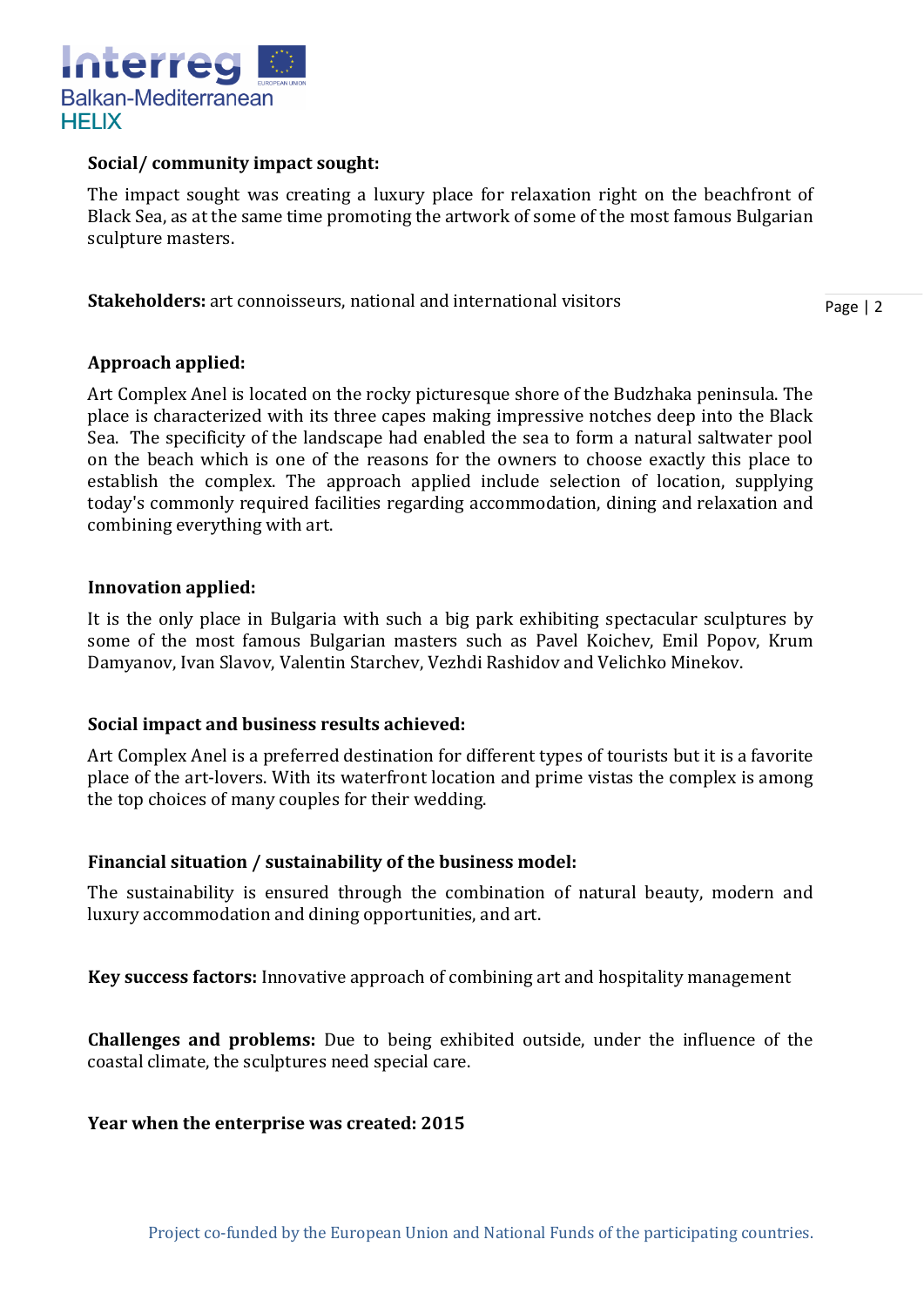**Social/ community impact sought:**

The impact sought was creating a luxury place for relaxation right on the beachfront of Black Sea, as at the same time promoting the artwork of some of the most famous Bulgarian sculpture masters.

**Stakeholders:** art connoisseurs, national and international visitors

**Approach applied:**

Art Complex Anel is located on the rocky picturesque shore of the Budzhaka peninsula. The place is characterized with its three capes making impressive notches deep into the Black Sea. The specificity of the landscape had enabled the sea to form a natural saltwater pool on the beach which is one of the reasons for the owners to choose exactly this place to establish the complex. The approach applied include selection of location, supplying today's commonly required facilities regarding accommodation, dining and relaxation and combining everything with art.

**Innovation applied:**

It is the only place in Bulgaria with such a big park exhibiting spectacular sculptures by some of the most famous Bulgarian masters such as Pavel Koichev, Emil Popov, Krum Damyanov, Ivan Slavov, Valentin Starchev, Vezhdi Rashidov and Velichko Minekov.

**Social impact and business results achieved:**

Art Complex Anel is a preferred destination for different types of tourists but it is a favorite place of the art-lovers. With its waterfront location and prime vistas the complex is among the top choices of many couples for their wedding.

**Financial situation / sustainability of the business model:**

The sustainability is ensured through the combination of natural beauty, modern and luxury accommodation and dining opportunities, and art.

**Key success factors:** Innovative approach of combining art and hospitality management

**Challenges and problems:** Due to being exhibited outside, under the influence of the coastal climate, the sculptures need special care.

**Year when the enterprise was created: 2015**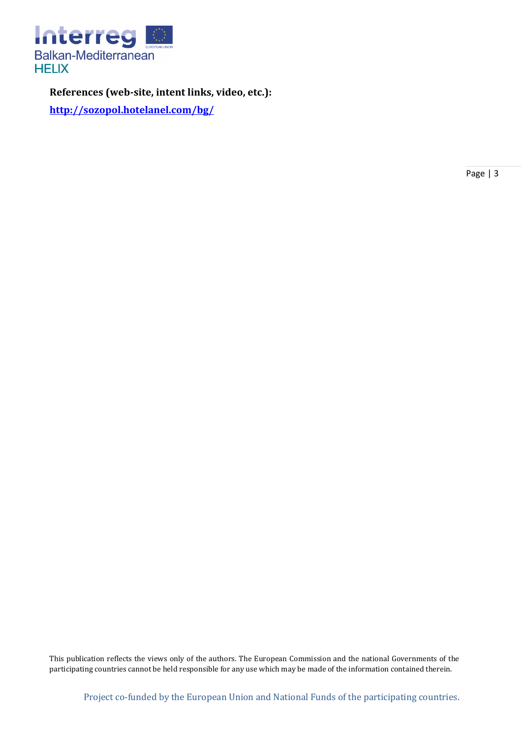**References (web-site, intent links, video, etc.):**

**http://sozopol.hotelanel.com/bg/**

This publication reflects the views only of the authors. The European Commission and the national Governments of the participating countries cannot be held responsible for any use which may be made of the information contained therein.

Project co-funded by the European Union and National Funds of the participating countries.